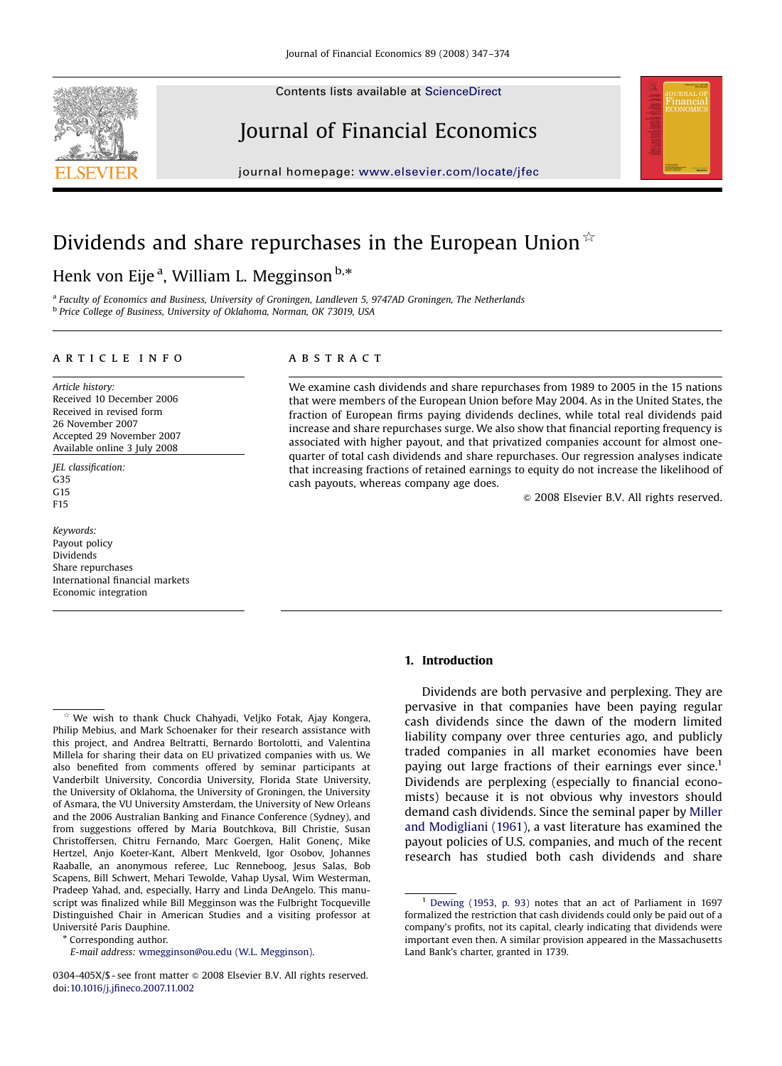# Dividends and share repurchases in the European Union[☆]

Henk von Eije[a], William L. Megginson[b,*]

[a] Faculty of Economics and Business, University of Groningen, Landleven 5, 9747AD Groningen, The Netherlands
[b] Price College of Business, University of Oklahoma, Norman, OK 73019, USA

## ARTICLE INFO

*Article history:*
Received 10 December 2006
Received in revised form 26 November 2007
Accepted 29 November 2007
Available online 3 July 2008

*JEL classification:*
G35
G15
F15

*Keywords:*
Payout policy
Dividends
Share repurchases
International financial markets
Economic integration

## ABSTRACT

We examine cash dividends and share repurchases from 1989 to 2005 in the 15 nations that were members of the European Union before May 2004. As in the United States, the fraction of European firms paying dividends declines, while total real dividends paid increase and share repurchases surge. We also show that financial reporting frequency is associated with higher payout, and that privatized companies account for almost one-quarter of total cash dividends and share repurchases. Our regression analyses indicate that increasing fractions of retained earnings to equity do not increase the likelihood of cash payouts, whereas company age does.

© 2008 Elsevier B.V. All rights reserved.

## 1. Introduction

Dividends are both pervasive and perplexing. They are pervasive in that companies have been paying regular cash dividends since the dawn of the modern limited liability company over three centuries ago, and publicly traded companies in all market economies have been paying out large fractions of their earnings ever since.[1] Dividends are perplexing (especially to financial economists) because it is not obvious why investors should demand cash dividends. Since the seminal paper by Miller and Modigliani (1961), a vast literature has examined the payout policies of U.S. companies, and much of the recent research has studied both cash dividends and share

---

[☆] We wish to thank Chuck Chahyadi, Veljko Fotak, Ajay Kongera, Philip Mebius, and Mark Schoenaker for their research assistance with this project, and Andrea Beltratti, Bernardo Bortolotti, and Valentina Millela for sharing their data on EU privatized companies with us. We also benefited from comments offered by seminar participants at Vanderbilt University, Concordia University, Florida State University, the University of Oklahoma, the University of Groningen, the University of Asmara, the VU University Amsterdam, the University of New Orleans and the 2006 Australian Banking and Finance Conference (Sydney), and from suggestions offered by Maria Boutchkova, Bill Christie, Susan Christoffersen, Chitru Fernando, Marc Goergen, Halit Gonenç, Mike Hertzel, Anjo Koeter-Kant, Albert Menkveld, Igor Osobov, Johannes Raaballe, an anonymous referee, Luc Renneboog, Jesus Salas, Bob Scapens, Bill Schwert, Mehari Tewolde, Vahap Uysal, Wim Westerman, Pradeep Yahad, and, especially, Harry and Linda DeAngelo. This manuscript was finalized while Bill Megginson was the Fulbright Tocqueville Distinguished Chair in American Studies and a visiting professor at Université Paris Dauphine.

* Corresponding author.
*E-mail address:* wmegginson@ou.edu (W.L. Megginson).

[1] Dewing (1953, p. 93) notes that an act of Parliament in 1697 formalized the restriction that cash dividends could only be paid out of a company's profits, not its capital, clearly indicating that dividends were important even then. A similar provision appeared in the Massachusetts Land Bank's charter, granted in 1739.

0304-405X/$ - see front matter © 2008 Elsevier B.V. All rights reserved.
doi:10.1016/j.jfineco.2007.11.002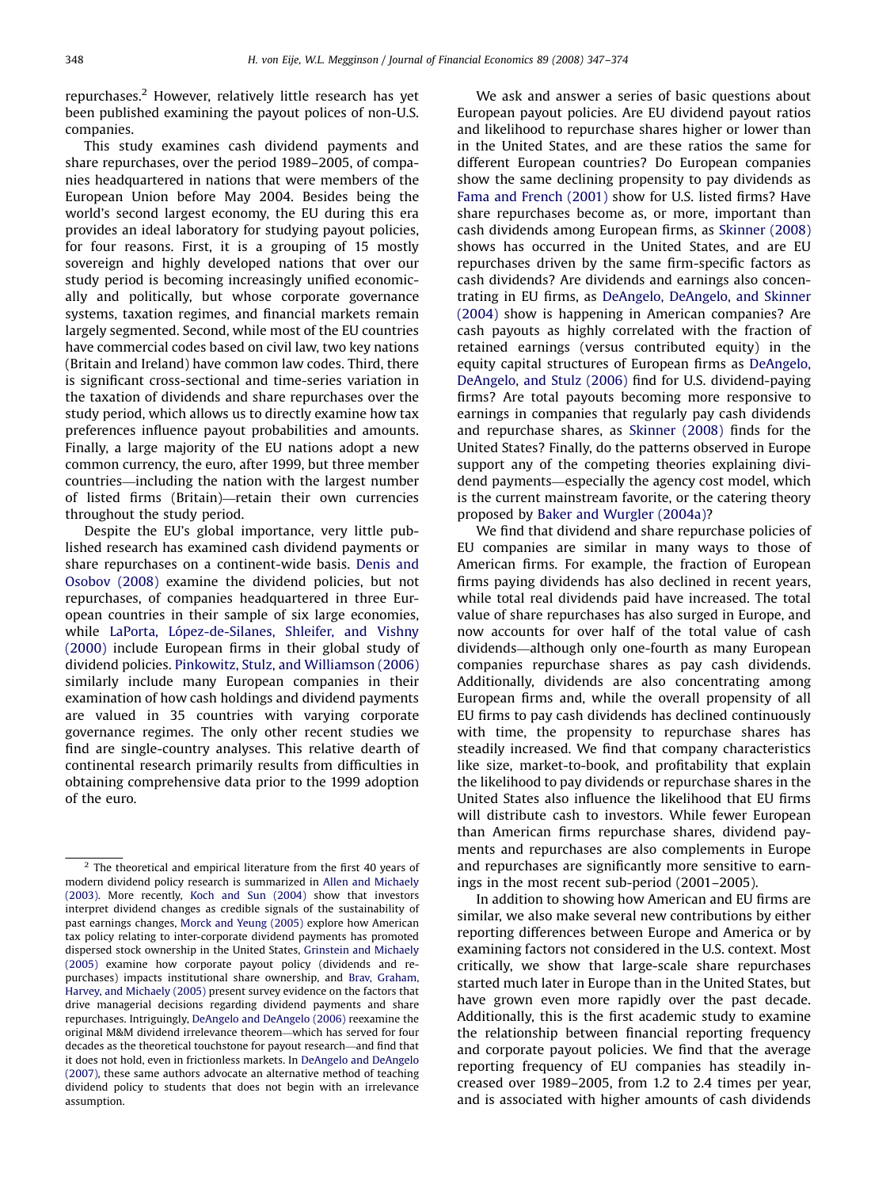repurchases.[2] However, relatively little research has yet been published examining the payout polices of non-U.S. companies.

This study examines cash dividend payments and share repurchases, over the period 1989–2005, of companies headquartered in nations that were members of the European Union before May 2004. Besides being the world's second largest economy, the EU during this era provides an ideal laboratory for studying payout policies, for four reasons. First, it is a grouping of 15 mostly sovereign and highly developed nations that over our study period is becoming increasingly unified economically and politically, but whose corporate governance systems, taxation regimes, and financial markets remain largely segmented. Second, while most of the EU countries have commercial codes based on civil law, two key nations (Britain and Ireland) have common law codes. Third, there is significant cross-sectional and time-series variation in the taxation of dividends and share repurchases over the study period, which allows us to directly examine how tax preferences influence payout probabilities and amounts. Finally, a large majority of the EU nations adopt a new common currency, the euro, after 1999, but three member countries—including the nation with the largest number of listed firms (Britain)—retain their own currencies throughout the study period.

Despite the EU's global importance, very little published research has examined cash dividend payments or share repurchases on a continent-wide basis. Denis and Osobov (2008) examine the dividend policies, but not repurchases, of companies headquartered in three European countries in their sample of six large economies, while LaPorta, López-de-Silanes, Shleifer, and Vishny (2000) include European firms in their global study of dividend policies. Pinkowitz, Stulz, and Williamson (2006) similarly include many European companies in their examination of how cash holdings and dividend payments are valued in 35 countries with varying corporate governance regimes. The only other recent studies we find are single-country analyses. This relative dearth of continental research primarily results from difficulties in obtaining comprehensive data prior to the 1999 adoption of the euro.

We ask and answer a series of basic questions about European payout policies. Are EU dividend payout ratios and likelihood to repurchase shares higher or lower than in the United States, and are these ratios the same for different European countries? Do European companies show the same declining propensity to pay dividends as Fama and French (2001) show for U.S. listed firms? Have share repurchases become as, or more, important than cash dividends among European firms, as Skinner (2008) shows has occurred in the United States, and are EU repurchases driven by the same firm-specific factors as cash dividends? Are dividends and earnings also concentrating in EU firms, as DeAngelo, DeAngelo, and Skinner (2004) show is happening in American companies? Are cash payouts as highly correlated with the fraction of retained earnings (versus contributed equity) in the equity capital structures of European firms as DeAngelo, DeAngelo, and Stulz (2006) find for U.S. dividend-paying firms? Are total payouts becoming more responsive to earnings in companies that regularly pay cash dividends and repurchase shares, as Skinner (2008) finds for the United States? Finally, do the patterns observed in Europe support any of the competing theories explaining dividend payments—especially the agency cost model, which is the current mainstream favorite, or the catering theory proposed by Baker and Wurgler (2004a)?

We find that dividend and share repurchase policies of EU companies are similar in many ways to those of American firms. For example, the fraction of European firms paying dividends has also declined in recent years, while total real dividends paid have increased. The total value of share repurchases has also surged in Europe, and now accounts for over half of the total value of cash dividends—although only one-fourth as many European companies repurchase shares as pay cash dividends. Additionally, dividends are also concentrating among European firms and, while the overall propensity of all EU firms to pay cash dividends has declined continuously with time, the propensity to repurchase shares has steadily increased. We find that company characteristics like size, market-to-book, and profitability that explain the likelihood to pay dividends or repurchase shares in the United States also influence the likelihood that EU firms will distribute cash to investors. While fewer European than American firms repurchase shares, dividend payments and repurchases are also complements in Europe and repurchases are significantly more sensitive to earnings in the most recent sub-period (2001–2005).

In addition to showing how American and EU firms are similar, we also make several new contributions by either reporting differences between Europe and America or by examining factors not considered in the U.S. context. Most critically, we show that large-scale share repurchases started much later in Europe than in the United States, but have grown even more rapidly over the past decade. Additionally, this is the first academic study to examine the relationship between financial reporting frequency and corporate payout policies. We find that the average reporting frequency of EU companies has steadily increased over 1989–2005, from 1.2 to 2.4 times per year, and is associated with higher amounts of cash dividends

[2] The theoretical and empirical literature from the first 40 years of modern dividend policy research is summarized in Allen and Michaely (2003). More recently, Koch and Sun (2004) show that investors interpret dividend changes as credible signals of the sustainability of past earnings changes, Morck and Yeung (2005) explore how American tax policy relating to inter-corporate dividend payments has promoted dispersed stock ownership in the United States, Grinstein and Michaely (2005) examine how corporate payout policy (dividends and repurchases) impacts institutional share ownership, and Brav, Graham, Harvey, and Michaely (2005) present survey evidence on the factors that drive managerial decisions regarding dividend payments and share repurchases. Intriguingly, DeAngelo and DeAngelo (2006) reexamine the original M&M dividend irrelevance theorem—which has served for four decades as the theoretical touchstone for payout research—and find that it does not hold, even in frictionless markets. In DeAngelo and DeAngelo (2007), these same authors advocate an alternative method of teaching dividend policy to students that does not begin with an irrelevance assumption.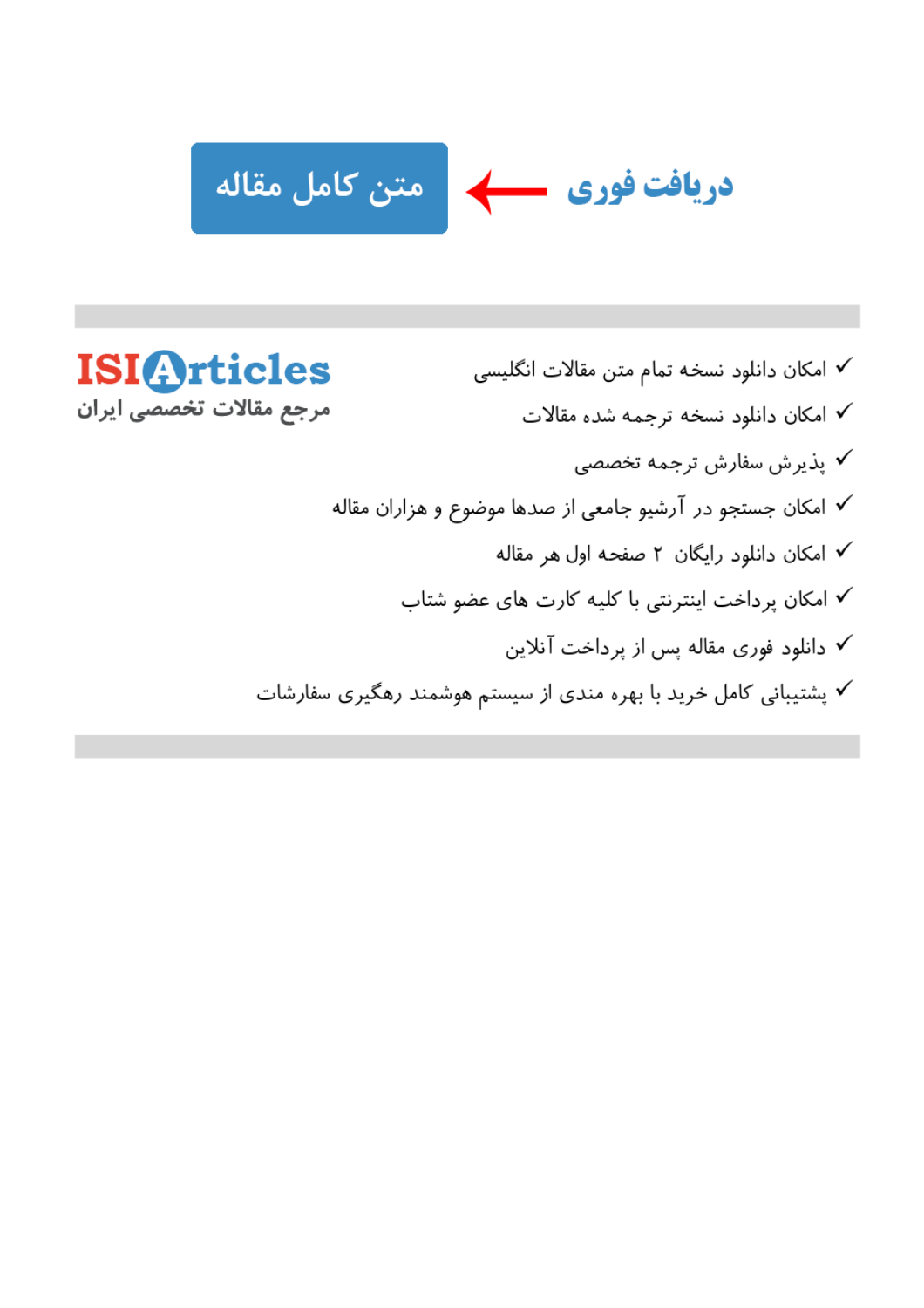**دریافت فوری** ← **متن کامل مقاله**

**ISIArticles**
مرجع مقالات تخصصی ایران

- ✓ امکان دانلود نسخه تمام متن مقالات انگلیسی
- ✓ امکان دانلود نسخه ترجمه شده مقالات
- ✓ پذیرش سفارش ترجمه تخصصی
- ✓ امکان جستجو در آرشیو جامعی از صدها موضوع و هزاران مقاله
- ✓ امکان دانلود رایگان ۲ صفحه اول هر مقاله
- ✓ امکان پرداخت اینترنتی با کلیه کارت های عضو شتاب
- ✓ دانلود فوری مقاله پس از پرداخت آنلاین
- ✓ پشتیبانی کامل خرید با بهره مندی از سیستم هوشمند رهگیری سفارشات